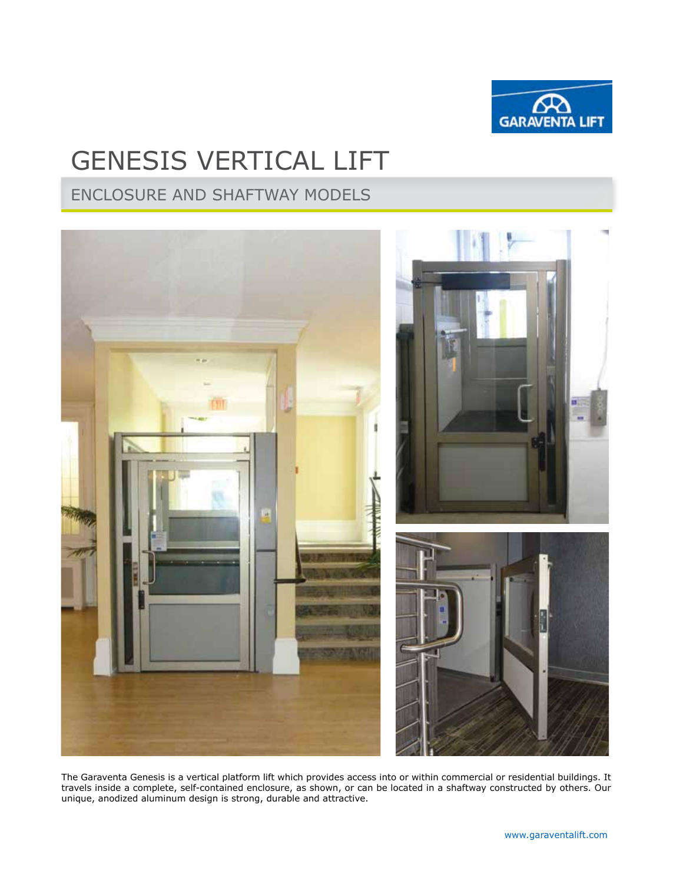# GENESIS VERTICAL LIFT

## ENCLOSURE AND SHAFTWAY MODELS

The Garaventa Genesis is a vertical platform lift which provides access into or within commercial or residential buildings. It travels inside a complete, self-contained enclosure, as shown, or can be located in a shaftway constructed by others. Our unique, anodized aluminum design is strong, durable and attractive.

www.garaventalift.com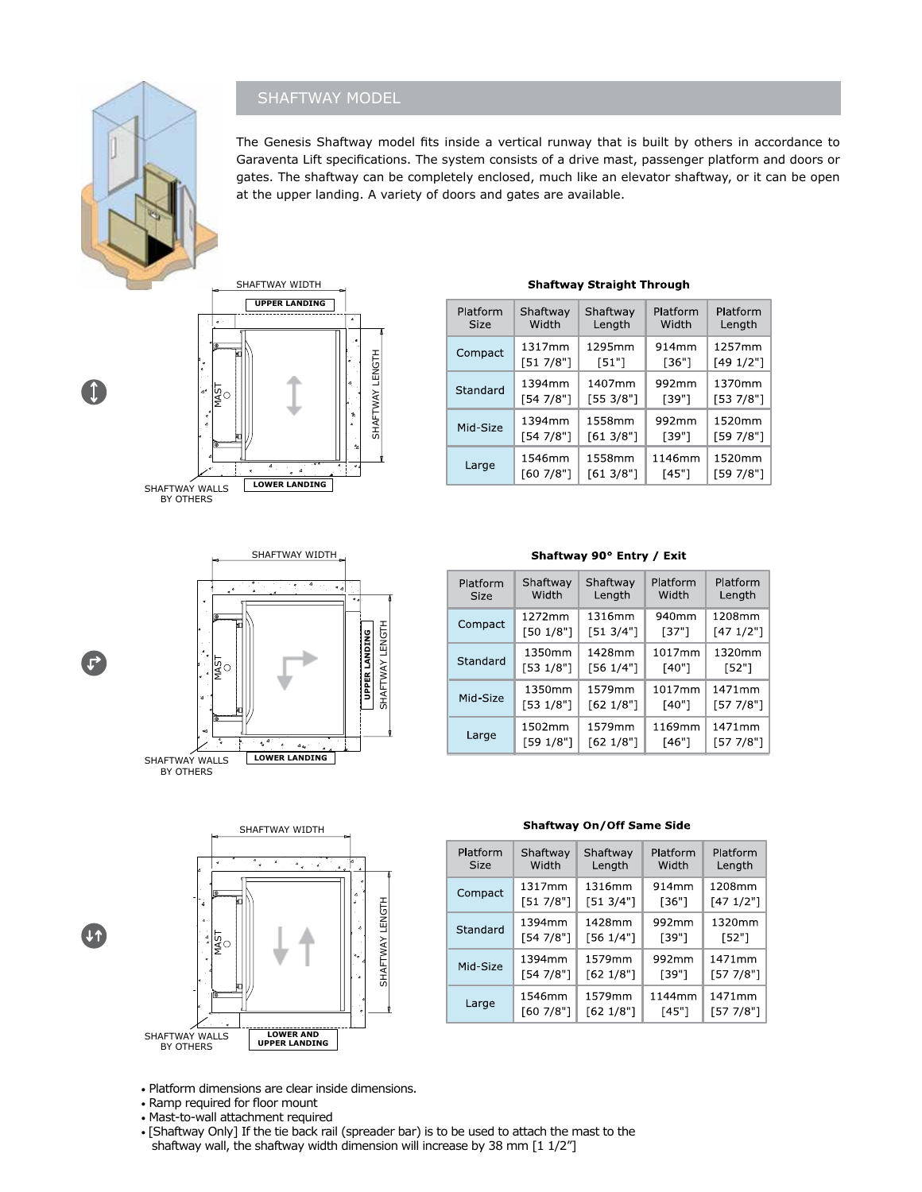## SHAFTWAY MODEL

The Genesis Shaftway model fits inside a vertical runway that is built by others in accordance to Garaventa Lift specifications. The system consists of a drive mast, passenger platform and doors or gates. The shaftway can be completely enclosed, much like an elevator shaftway, or it can be open at the upper landing. A variety of doors and gates are available.

SHAFTWAY WIDTH

UPPER LANDING

MAST

SHAFTWAY LENGTH

SHAFTWAY WALLS BY OTHERS

LOWER LANDING

**Shaftway Straight Through**

| Platform Size | Shaftway Width | Shaftway Length | Platform Width | Platform Length |
|---|---|---|---|---|
| Compact | 1317mm [51 7/8"] | 1295mm [51"] | 914mm [36"] | 1257mm [49 1/2"] |
| Standard | 1394mm [54 7/8"] | 1407mm [55 3/8"] | 992mm [39"] | 1370mm [53 7/8"] |
| Mid-Size | 1394mm [54 7/8"] | 1558mm [61 3/8"] | 992mm [39"] | 1520mm [59 7/8"] |
| Large | 1546mm [60 7/8"] | 1558mm [61 3/8"] | 1146mm [45"] | 1520mm [59 7/8"] |

SHAFTWAY WIDTH

MAST

UPPER LANDING

SHAFTWAY LENGTH

SHAFTWAY WALLS BY OTHERS

LOWER LANDING

**Shaftway 90° Entry / Exit**

| Platform Size | Shaftway Width | Shaftway Length | Platform Width | Platform Length |
|---|---|---|---|---|
| Compact | 1272mm [50 1/8"] | 1316mm [51 3/4"] | 940mm [37"] | 1208mm [47 1/2"] |
| Standard | 1350mm [53 1/8"] | 1428mm [56 1/4"] | 1017mm [40"] | 1320mm [52"] |
| Mid-Size | 1350mm [53 1/8"] | 1579mm [62 1/8"] | 1017mm [40"] | 1471mm [57 7/8"] |
| Large | 1502mm [59 1/8"] | 1579mm [62 1/8"] | 1169mm [46"] | 1471mm [57 7/8"] |

SHAFTWAY WIDTH

MAST

SHAFTWAY LENGTH

SHAFTWAY WALLS BY OTHERS

LOWER AND UPPER LANDING

**Shaftway On/Off Same Side**

| Platform Size | Shaftway Width | Shaftway Length | Platform Width | Platform Length |
|---|---|---|---|---|
| Compact | 1317mm [51 7/8"] | 1316mm [51 3/4"] | 914mm [36"] | 1208mm [47 1/2"] |
| Standard | 1394mm [54 7/8"] | 1428mm [56 1/4"] | 992mm [39"] | 1320mm [52"] |
| Mid-Size | 1394mm [54 7/8"] | 1579mm [62 1/8"] | 992mm [39"] | 1471mm [57 7/8"] |
| Large | 1546mm [60 7/8"] | 1579mm [62 1/8"] | 1144mm [45"] | 1471mm [57 7/8"] |

- Platform dimensions are clear inside dimensions.
- Ramp required for floor mount
- Mast-to-wall attachment required
- [Shaftway Only] If the tie back rail (spreader bar) is to be used to attach the mast to the shaftway wall, the shaftway width dimension will increase by 38 mm [1 1/2″]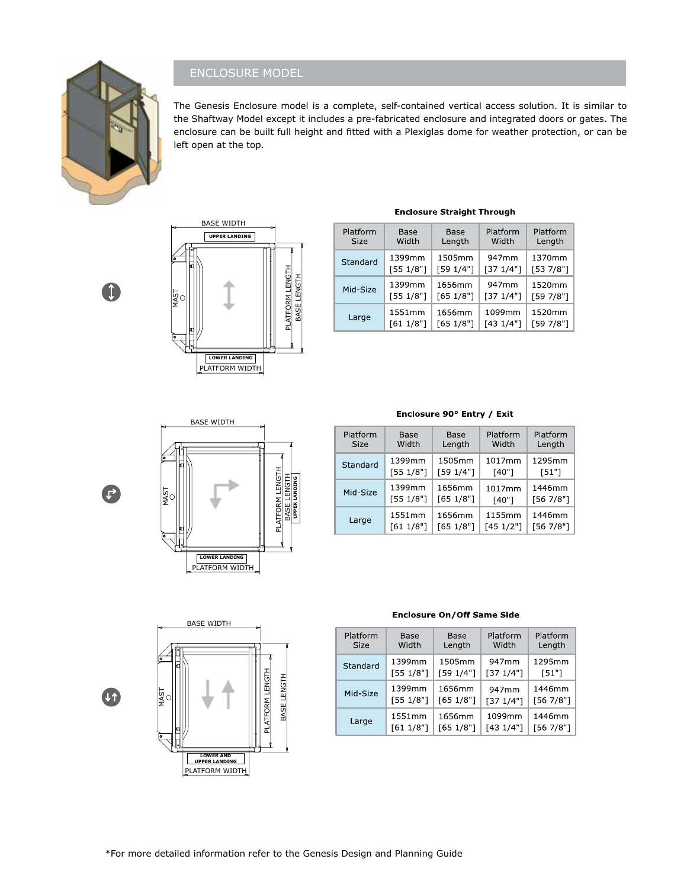## ENCLOSURE MODEL

The Genesis Enclosure model is a complete, self-contained vertical access solution. It is similar to the Shaftway Model except it includes a pre-fabricated enclosure and integrated doors or gates. The enclosure can be built full height and fitted with a Plexiglas dome for weather protection, or can be left open at the top.

**Enclosure Straight Through**

| Platform Size | Base Width | Base Length | Platform Width | Platform Length |
|---|---|---|---|---|
| Standard | 1399mm [55 1/8"] | 1505mm [59 1/4"] | 947mm [37 1/4"] | 1370mm [53 7/8"] |
| Mid-Size | 1399mm [55 1/8"] | 1656mm [65 1/8"] | 947mm [37 1/4"] | 1520mm [59 7/8"] |
| Large | 1551mm [61 1/8"] | 1656mm [65 1/8"] | 1099mm [43 1/4"] | 1520mm [59 7/8"] |

**Enclosure 90° Entry / Exit**

| Platform Size | Base Width | Base Length | Platform Width | Platform Length |
|---|---|---|---|---|
| Standard | 1399mm [55 1/8"] | 1505mm [59 1/4"] | 1017mm [40"] | 1295mm [51"] |
| Mid-Size | 1399mm [55 1/8"] | 1656mm [65 1/8"] | 1017mm [40"] | 1446mm [56 7/8"] |
| Large | 1551mm [61 1/8"] | 1656mm [65 1/8"] | 1155mm [45 1/2"] | 1446mm [56 7/8"] |

**Enclosure On/Off Same Side**

| Platform Size | Base Width | Base Length | Platform Width | Platform Length |
|---|---|---|---|---|
| Standard | 1399mm [55 1/8"] | 1505mm [59 1/4"] | 947mm [37 1/4"] | 1295mm [51"] |
| Mid-Size | 1399mm [55 1/8"] | 1656mm [65 1/8"] | 947mm [37 1/4"] | 1446mm [56 7/8"] |
| Large | 1551mm [61 1/8"] | 1656mm [65 1/8"] | 1099mm [43 1/4"] | 1446mm [56 7/8"] |

*For more detailed information refer to the Genesis Design and Planning Guide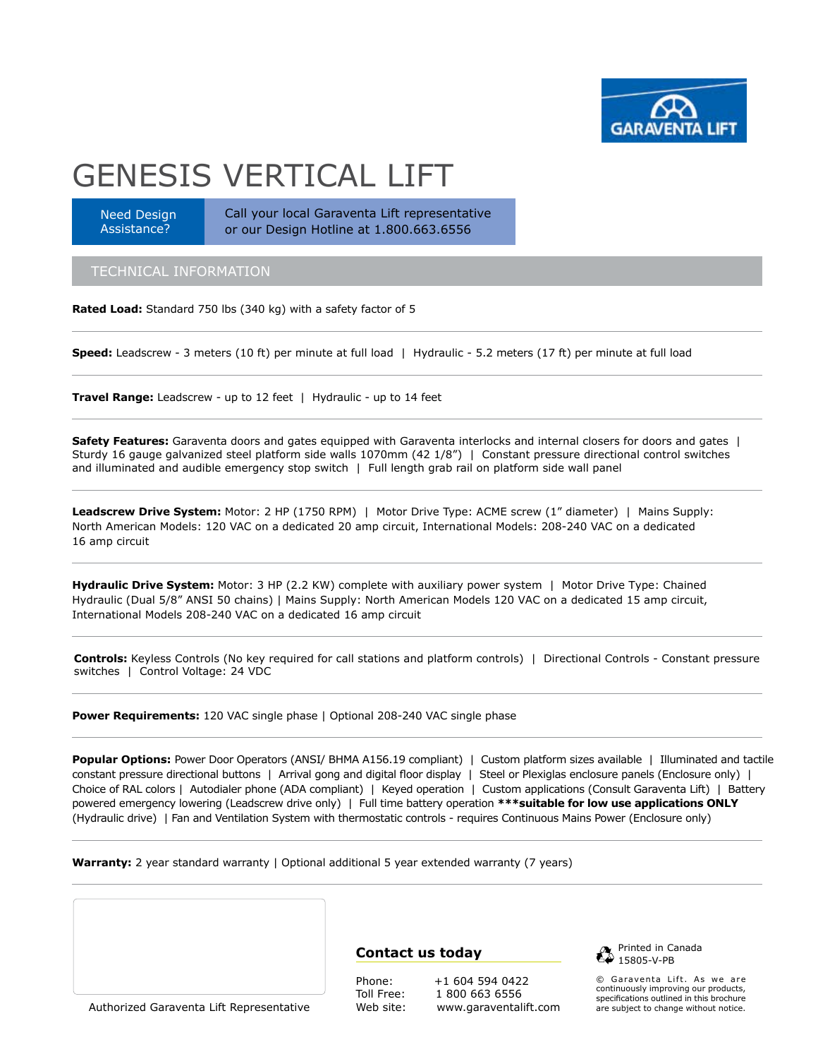GARAVENTA LIFT

# GENESIS VERTICAL LIFT

Need Design Assistance? | Call your local Garaventa Lift representative or our Design Hotline at 1.800.663.6556

## TECHNICAL INFORMATION

**Rated Load:** Standard 750 lbs (340 kg) with a safety factor of 5

**Speed:** Leadscrew - 3 meters (10 ft) per minute at full load | Hydraulic - 5.2 meters (17 ft) per minute at full load

**Travel Range:** Leadscrew - up to 12 feet | Hydraulic - up to 14 feet

**Safety Features:** Garaventa doors and gates equipped with Garaventa interlocks and internal closers for doors and gates | Sturdy 16 gauge galvanized steel platform side walls 1070mm (42 1/8") | Constant pressure directional control switches and illuminated and audible emergency stop switch | Full length grab rail on platform side wall panel

**Leadscrew Drive System:** Motor: 2 HP (1750 RPM) | Motor Drive Type: ACME screw (1" diameter) | Mains Supply: North American Models: 120 VAC on a dedicated 20 amp circuit, International Models: 208-240 VAC on a dedicated 16 amp circuit

**Hydraulic Drive System:** Motor: 3 HP (2.2 KW) complete with auxiliary power system | Motor Drive Type: Chained Hydraulic (Dual 5/8" ANSI 50 chains) | Mains Supply: North American Models 120 VAC on a dedicated 15 amp circuit, International Models 208-240 VAC on a dedicated 16 amp circuit

**Controls:** Keyless Controls (No key required for call stations and platform controls) | Directional Controls - Constant pressure switches | Control Voltage: 24 VDC

**Power Requirements:** 120 VAC single phase | Optional 208-240 VAC single phase

**Popular Options:** Power Door Operators (ANSI/ BHMA A156.19 compliant) | Custom platform sizes available | Illuminated and tactile constant pressure directional buttons | Arrival gong and digital floor display | Steel or Plexiglas enclosure panels (Enclosure only) | Choice of RAL colors | Autodialer phone (ADA compliant) | Keyed operation | Custom applications (Consult Garaventa Lift) | Battery powered emergency lowering (Leadscrew drive only) | Full time battery operation **\*\*\*suitable for low use applications ONLY** (Hydraulic drive) | Fan and Ventilation System with thermostatic controls - requires Continuous Mains Power (Enclosure only)

**Warranty:** 2 year standard warranty | Optional additional 5 year extended warranty (7 years)

Authorized Garaventa Lift Representative

### Contact us today

Phone: +1 604 594 0422
Toll Free: 1 800 663 6556
Web site: www.garaventalift.com

Printed in Canada
15805-V-PB

© Garaventa Lift. As we are continuously improving our products, specifications outlined in this brochure are subject to change without notice.